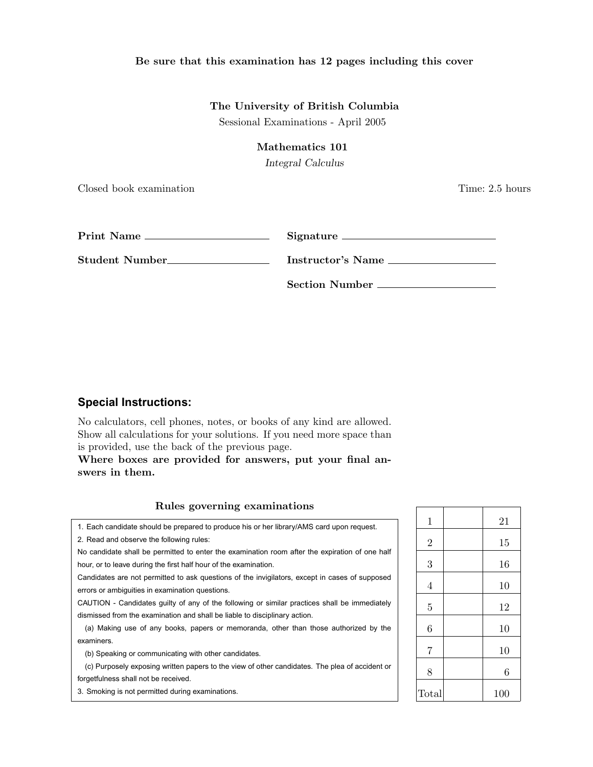**Be sure that this examination has 12 pages including this cover**

**The University of British Columbia**

Sessional Examinations - April 2005

**Mathematics 101**

*Integral Calculus*

Closed book examination

Time: 2.5 hours

**Print Name** \_\_\_\_\_\_\_\_\_\_\_\_\_\_\_\_\_\_\_\_ **Signature** \_\_\_\_\_\_\_\_\_\_\_\_\_\_\_\_\_\_\_\_

**Student Number** \_\_\_\_\_\_\_\_\_\_\_\_\_\_\_\_\_\_\_\_ **Instructor's Name** \_\_\_\_\_\_\_\_\_\_\_\_\_\_\_\_\_\_\_\_

**Section Number** \_\_\_\_\_\_\_\_\_\_\_\_\_\_\_\_\_\_\_\_

## Special Instructions:

No calculators, cell phones, notes, or books of any kind are allowed. Show all calculations for your solutions. If you need more space than is provided, use the back of the previous page.
**Where boxes are provided for answers, put your final answers in them.**

### Rules governing examinations

1. Each candidate should be prepared to produce his or her library/AMS card upon request.
2. Read and observe the following rules:
No candidate shall be permitted to enter the examination room after the expiration of one half hour, or to leave during the first half hour of the examination.
Candidates are not permitted to ask questions of the invigilators, except in cases of supposed errors or ambiguities in examination questions.
CAUTION - Candidates guilty of any of the following or similar practices shall be immediately dismissed from the examination and shall be liable to disciplinary action.
(a) Making use of any books, papers or memoranda, other than those authorized by the examiners.
(b) Speaking or communicating with other candidates.
(c) Purposely exposing written papers to the view of other candidates. The plea of accident or forgetfulness shall not be received.
3. Smoking is not permitted during examinations.

| | | |
|---|---|---|
| 1 | | 21 |
| 2 | | 15 |
| 3 | | 16 |
| 4 | | 10 |
| 5 | | 12 |
| 6 | | 10 |
| 7 | | 10 |
| 8 | | 6 |
| Total | | 100 |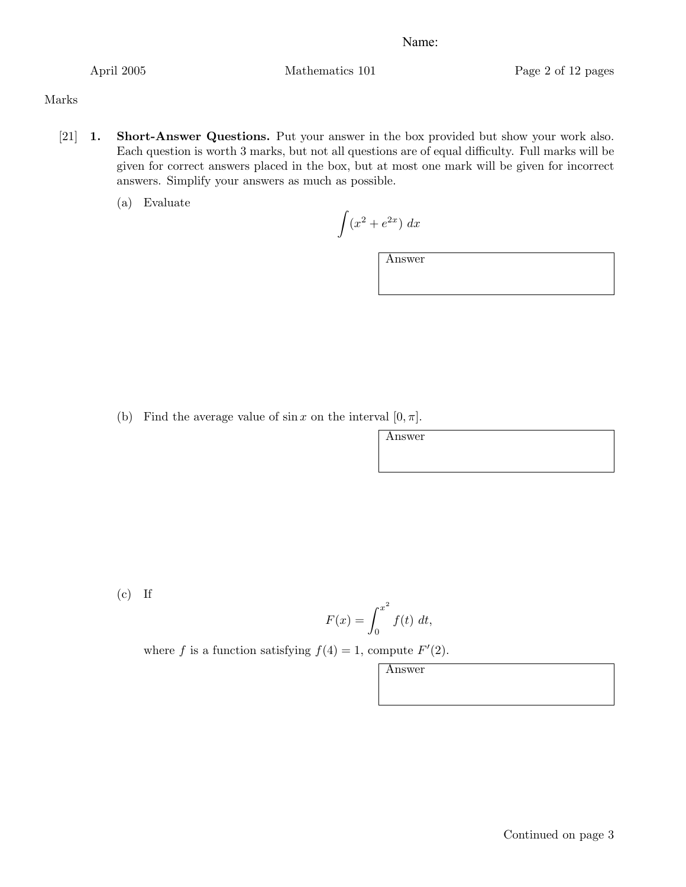Name:

Marks

[21] **1. Short-Answer Questions.** Put your answer in the box provided but show your work also. Each question is worth 3 marks, but not all questions are of equal difficulty. Full marks will be given for correct answers placed in the box, but at most one mark will be given for incorrect answers. Simplify your answers as much as possible.

(a) Evaluate

$$\int (x^2 + e^{2x})\ dx$$

Answer

(b) Find the average value of $\sin x$ on the interval $[0, \pi]$.

Answer

(c) If

$$F(x) = \int_0^{x^2} f(t)\ dt,$$

where $f$ is a function satisfying $f(4) = 1$, compute $F'(2)$.

Answer

Continued on page 3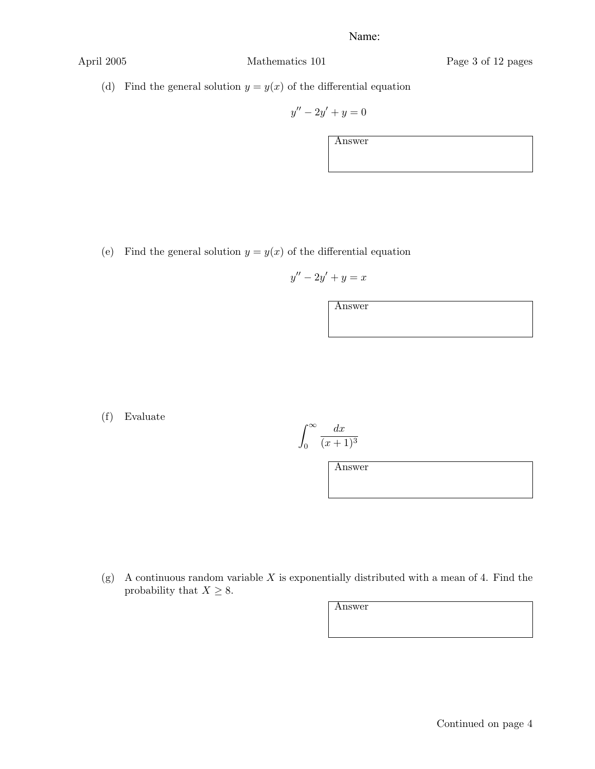Name:

(d) Find the general solution $y = y(x)$ of the differential equation

$$y'' - 2y' + y = 0$$

| Answer |
| --- |
| |

(e) Find the general solution $y = y(x)$ of the differential equation

$$y'' - 2y' + y = x$$

| Answer |
| --- |
| |

(f) Evaluate

$$\int_0^\infty \frac{dx}{(x+1)^3}$$

| Answer |
| --- |
| |

(g) A continuous random variable $X$ is exponentially distributed with a mean of 4. Find the probability that $X \geq 8$.

| Answer |
| --- |
| |

Continued on page 4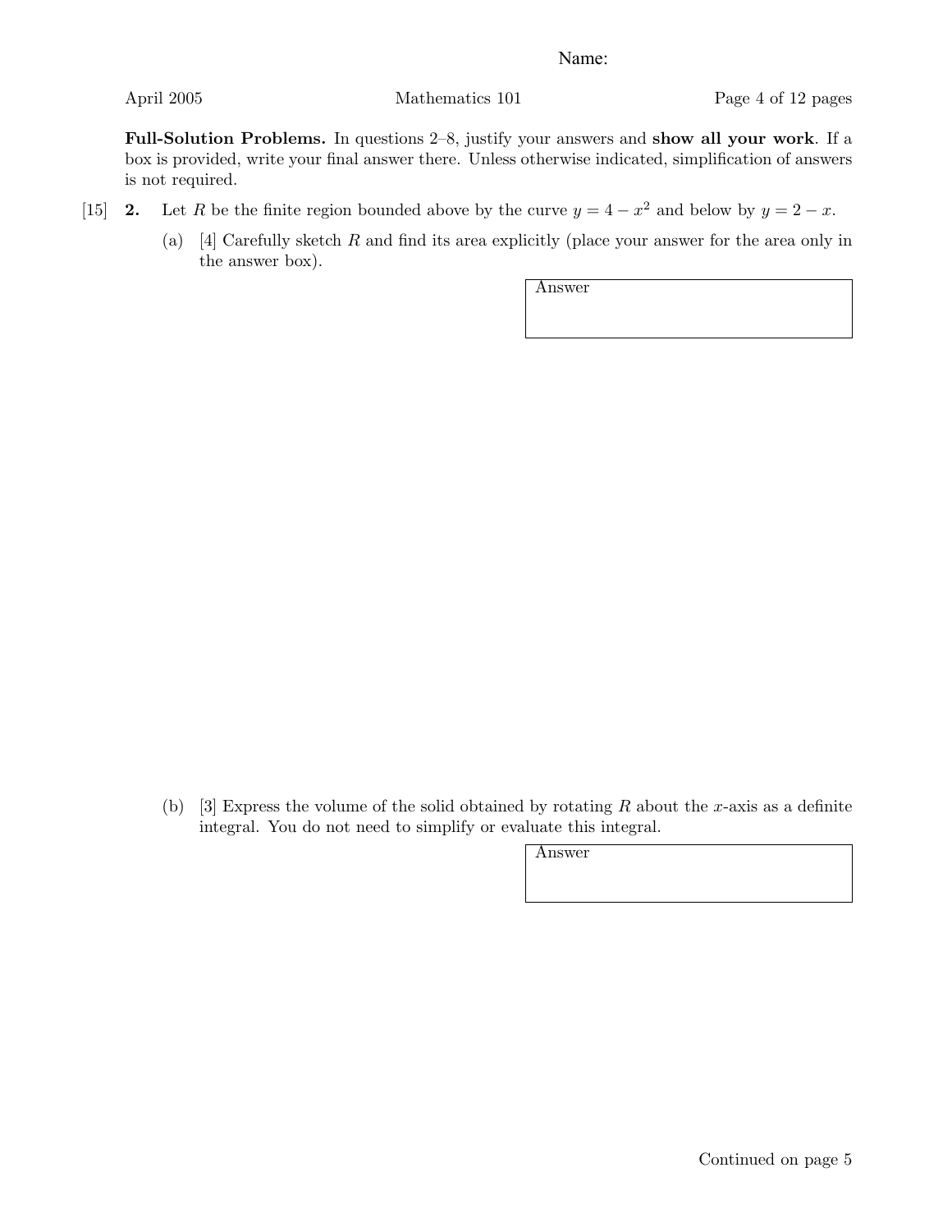Name:

**Full-Solution Problems.** In questions 2–8, justify your answers and **show all your work**. If a box is provided, write your final answer there. Unless otherwise indicated, simplification of answers is not required.

[15] **2.** Let $R$ be the finite region bounded above by the curve $y = 4 - x^2$ and below by $y = 2 - x$.

(a) [4] Carefully sketch $R$ and find its area explicitly (place your answer for the area only in the answer box).

| Answer |
| --- |
| |

(b) [3] Express the volume of the solid obtained by rotating $R$ about the $x$-axis as a definite integral. You do not need to simplify or evaluate this integral.

| Answer |
| --- |
| |

Continued on page 5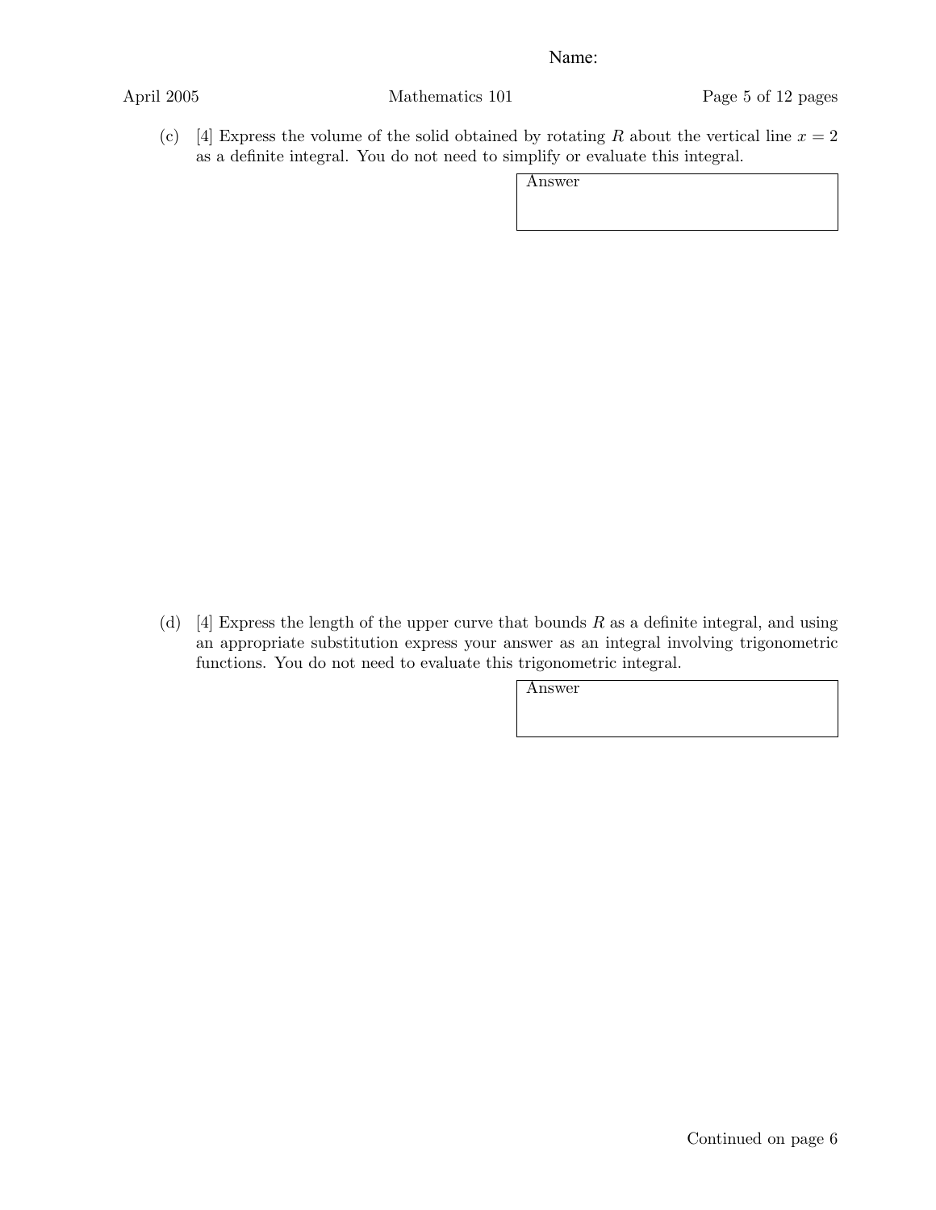Name:

(c) [4] Express the volume of the solid obtained by rotating $R$ about the vertical line $x = 2$ as a definite integral. You do not need to simplify or evaluate this integral.

| Answer |
|---|
| |

(d) [4] Express the length of the upper curve that bounds $R$ as a definite integral, and using an appropriate substitution express your answer as an integral involving trigonometric functions. You do not need to evaluate this trigonometric integral.

| Answer |
|---|
| |

Continued on page 6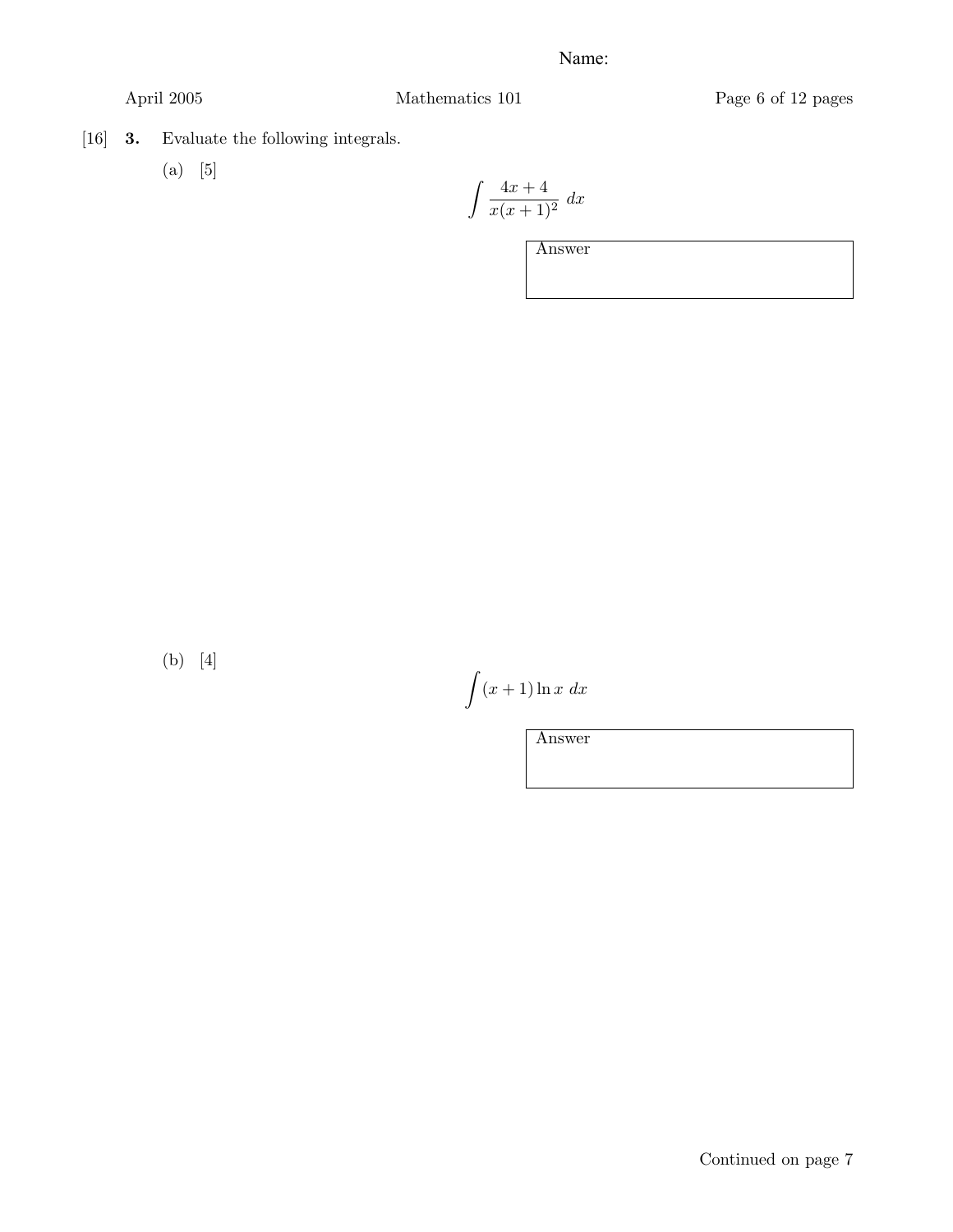Name:

[16] **3.** Evaluate the following integrals.

(a) [5]

$$\int \frac{4x+4}{x(x+1)^2}\ dx$$

Answer

(b) [4]

$$\int (x+1)\ln x\ dx$$

Answer

Continued on page 7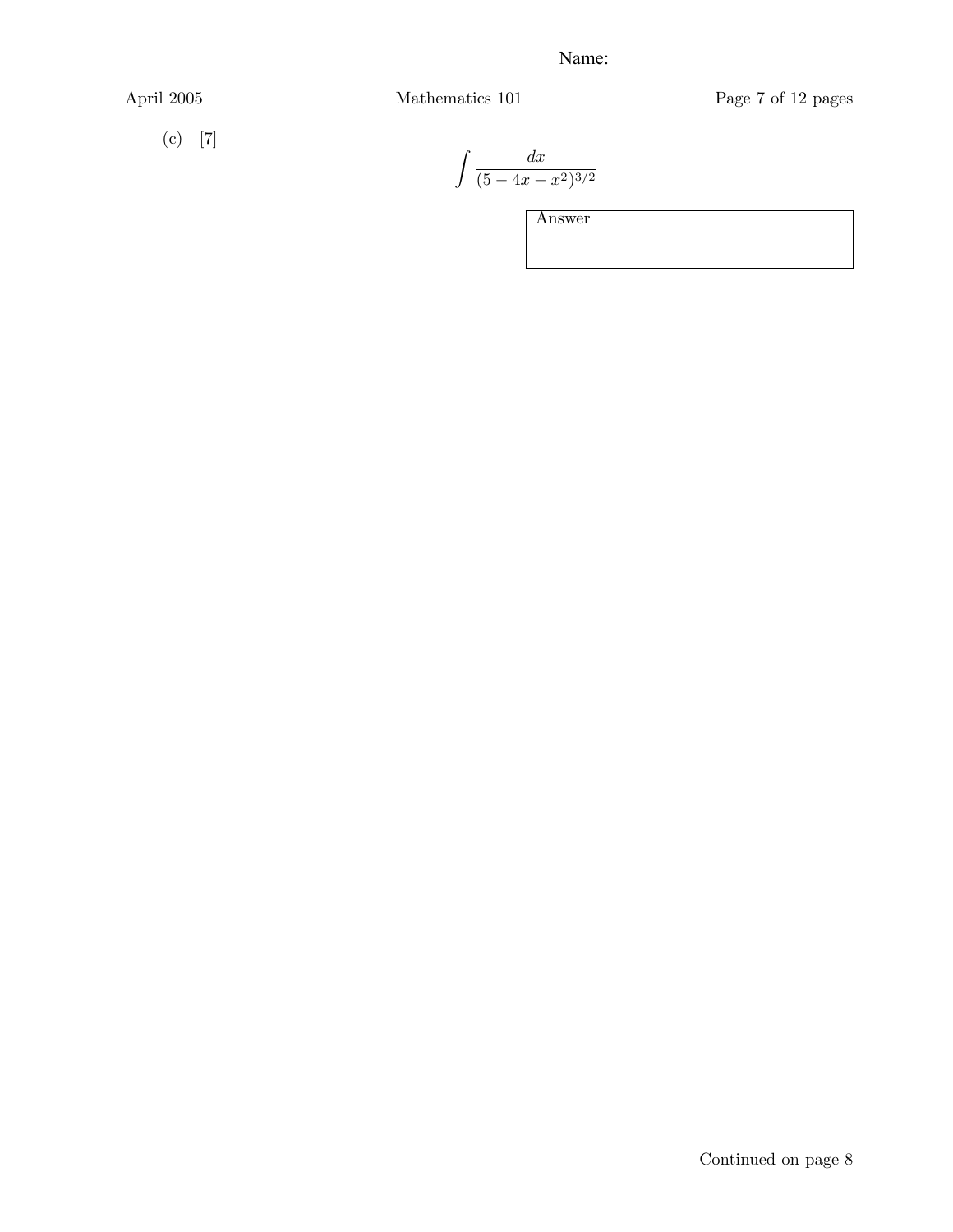(c) [7]

$$\int \frac{dx}{(5 - 4x - x^2)^{3/2}}$$

Answer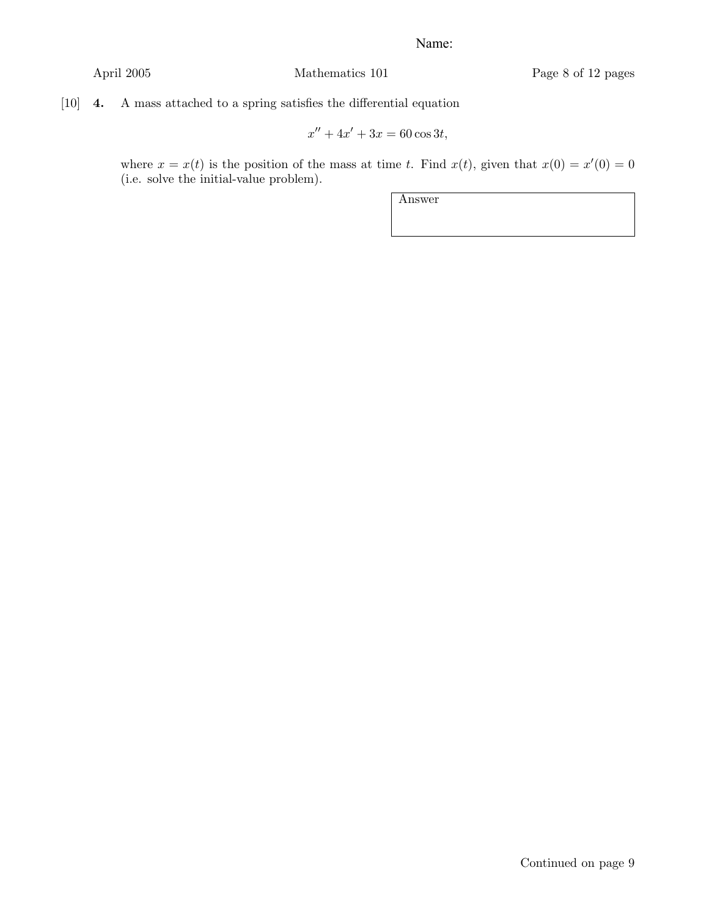[10] **4.** A mass attached to a spring satisfies the differential equation

$$x'' + 4x' + 3x = 60\cos 3t,$$

where $x = x(t)$ is the position of the mass at time $t$. Find $x(t)$, given that $x(0) = x'(0) = 0$ (i.e. solve the initial-value problem).

| Answer |
| --- |
| |

Continued on page 9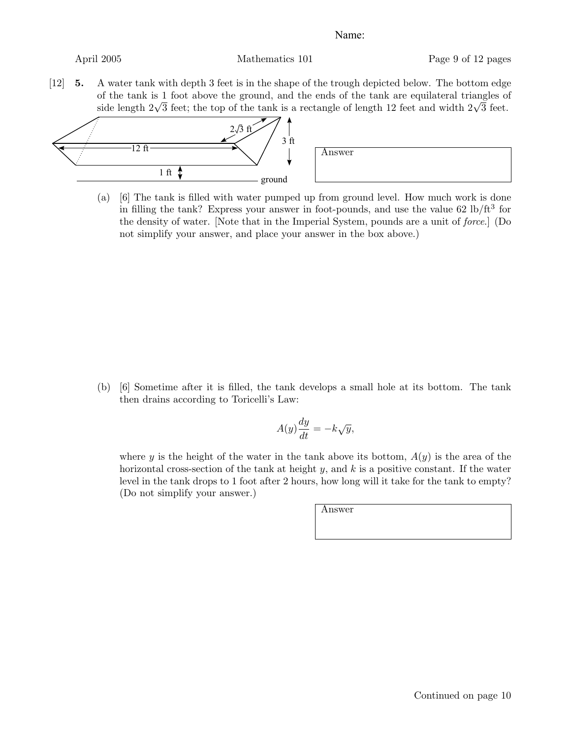Name:

[12] **5.** A water tank with depth 3 feet is in the shape of the trough depicted below. The bottom edge of the tank is 1 foot above the ground, and the ends of the tank are equilateral triangles of side length $2\sqrt{3}$ feet; the top of the tank is a rectangle of length 12 feet and width $2\sqrt{3}$ feet.

$2\sqrt{3}$ ft

12 ft

3 ft

1 ft

ground

Answer

(a) [6] The tank is filled with water pumped up from ground level. How much work is done in filling the tank? Express your answer in foot-pounds, and use the value 62 lb/ft$^3$ for the density of water. [Note that in the Imperial System, pounds are a unit of *force*.] (Do not simplify your answer, and place your answer in the box above.)

(b) [6] Sometime after it is filled, the tank develops a small hole at its bottom. The tank then drains according to Toricelli's Law:

$$A(y)\frac{dy}{dt} = -k\sqrt{y},$$

where $y$ is the height of the water in the tank above its bottom, $A(y)$ is the area of the horizontal cross-section of the tank at height $y$, and $k$ is a positive constant. If the water level in the tank drops to 1 foot after 2 hours, how long will it take for the tank to empty? (Do not simplify your answer.)

Answer

Continued on page 10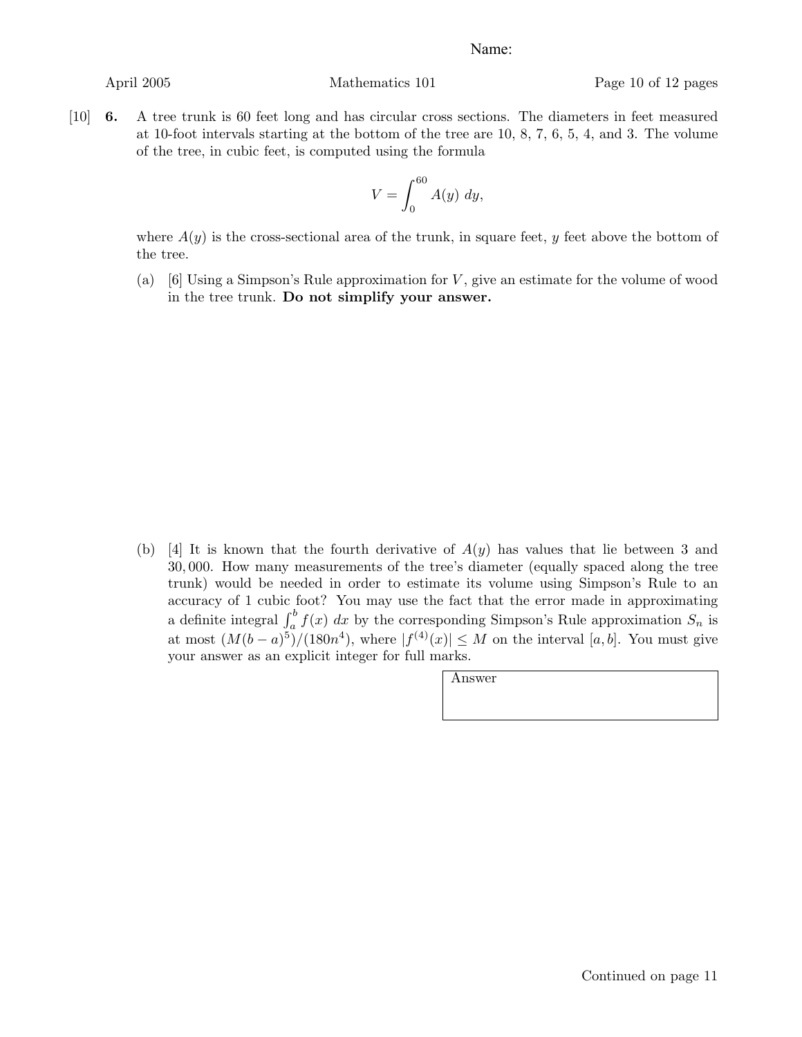Name:

[10] **6.** A tree trunk is 60 feet long and has circular cross sections. The diameters in feet measured at 10-foot intervals starting at the bottom of the tree are 10, 8, 7, 6, 5, 4, and 3. The volume of the tree, in cubic feet, is computed using the formula

$$V = \int_0^{60} A(y)\ dy,$$

where $A(y)$ is the cross-sectional area of the trunk, in square feet, $y$ feet above the bottom of the tree.

(a) [6] Using a Simpson's Rule approximation for $V$, give an estimate for the volume of wood in the tree trunk. **Do not simplify your answer.**

(b) [4] It is known that the fourth derivative of $A(y)$ has values that lie between 3 and 30,000. How many measurements of the tree's diameter (equally spaced along the tree trunk) would be needed in order to estimate its volume using Simpson's Rule to an accuracy of 1 cubic foot? You may use the fact that the error made in approximating a definite integral $\int_a^b f(x)\ dx$ by the corresponding Simpson's Rule approximation $S_n$ is at most $(M(b-a)^5)/(180n^4)$, where $|f^{(4)}(x)| \leq M$ on the interval $[a, b]$. You must give your answer as an explicit integer for full marks.

| Answer |
| --- |
| |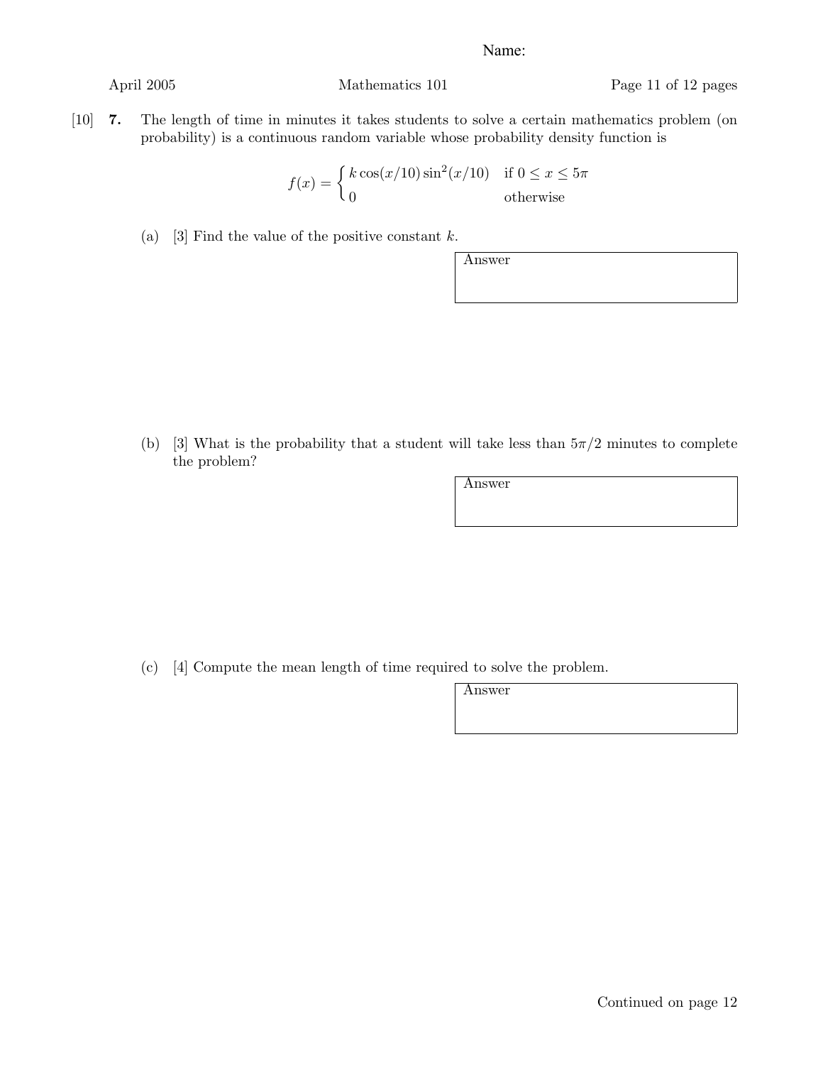Name:

[10] **7.** The length of time in minutes it takes students to solve a certain mathematics problem (on probability) is a continuous random variable whose probability density function is

$$f(x) = \begin{cases} k\cos(x/10)\sin^2(x/10) & \text{if } 0 \le x \le 5\pi \\ 0 & \text{otherwise} \end{cases}$$

(a) [3] Find the value of the positive constant $k$.

| Answer |
|---|
| |

(b) [3] What is the probability that a student will take less than $5\pi/2$ minutes to complete the problem?

| Answer |
|---|
| |

(c) [4] Compute the mean length of time required to solve the problem.

| Answer |
|---|
| |

Continued on page 12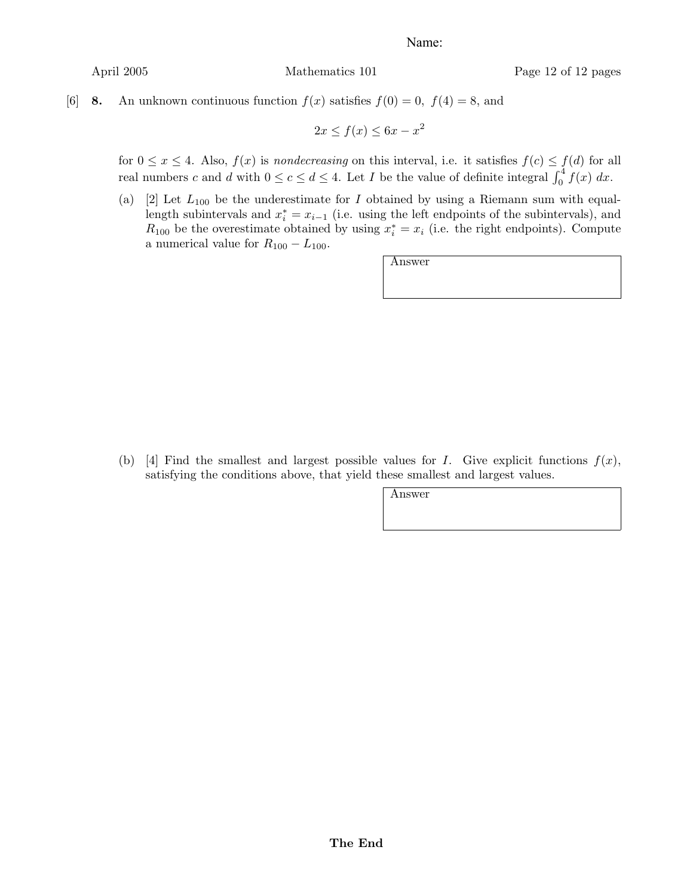Name:

[6] **8.** An unknown continuous function $f(x)$ satisfies $f(0) = 0,\ f(4) = 8$, and

$$2x \leq f(x) \leq 6x - x^2$$

for $0 \leq x \leq 4$. Also, $f(x)$ is *nondecreasing* on this interval, i.e. it satisfies $f(c) \leq f(d)$ for all real numbers $c$ and $d$ with $0 \leq c \leq d \leq 4$. Let $I$ be the value of definite integral $\int_0^4 f(x)\, dx$.

(a) [2] Let $L_{100}$ be the underestimate for $I$ obtained by using a Riemann sum with equal-length subintervals and $x_i^* = x_{i-1}$ (i.e. using the left endpoints of the subintervals), and $R_{100}$ be the overestimate obtained by using $x_i^* = x_i$ (i.e. the right endpoints). Compute a numerical value for $R_{100} - L_{100}$.

Answer

(b) [4] Find the smallest and largest possible values for $I$. Give explicit functions $f(x)$, satisfying the conditions above, that yield these smallest and largest values.

Answer

**The End**